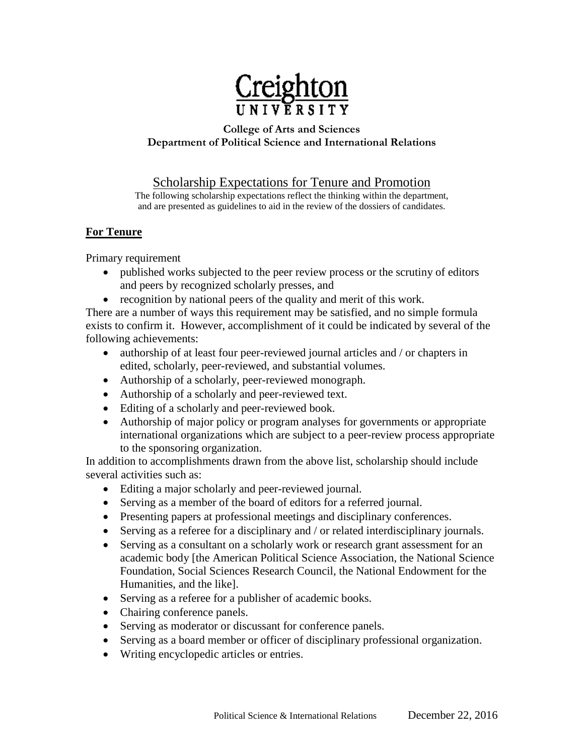# Creighton University

**College of Arts and Sciences**
**Department of Political Science and International Relations**

## Scholarship Expectations for Tenure and Promotion

The following scholarship expectations reflect the thinking within the department, and are presented as guidelines to aid in the review of the dossiers of candidates.

### **For Tenure**

Primary requirement

- published works subjected to the peer review process or the scrutiny of editors and peers by recognized scholarly presses, and
- recognition by national peers of the quality and merit of this work.

There are a number of ways this requirement may be satisfied, and no simple formula exists to confirm it. However, accomplishment of it could be indicated by several of the following achievements:

- authorship of at least four peer-reviewed journal articles and / or chapters in edited, scholarly, peer-reviewed, and substantial volumes.
- Authorship of a scholarly, peer-reviewed monograph.
- Authorship of a scholarly and peer-reviewed text.
- Editing of a scholarly and peer-reviewed book.
- Authorship of major policy or program analyses for governments or appropriate international organizations which are subject to a peer-review process appropriate to the sponsoring organization.

In addition to accomplishments drawn from the above list, scholarship should include several activities such as:

- Editing a major scholarly and peer-reviewed journal.
- Serving as a member of the board of editors for a referred journal.
- Presenting papers at professional meetings and disciplinary conferences.
- Serving as a referee for a disciplinary and / or related interdisciplinary journals.
- Serving as a consultant on a scholarly work or research grant assessment for an academic body [the American Political Science Association, the National Science Foundation, Social Sciences Research Council, the National Endowment for the Humanities, and the like].
- Serving as a referee for a publisher of academic books.
- Chairing conference panels.
- Serving as moderator or discussant for conference panels.
- Serving as a board member or officer of disciplinary professional organization.
- Writing encyclopedic articles or entries.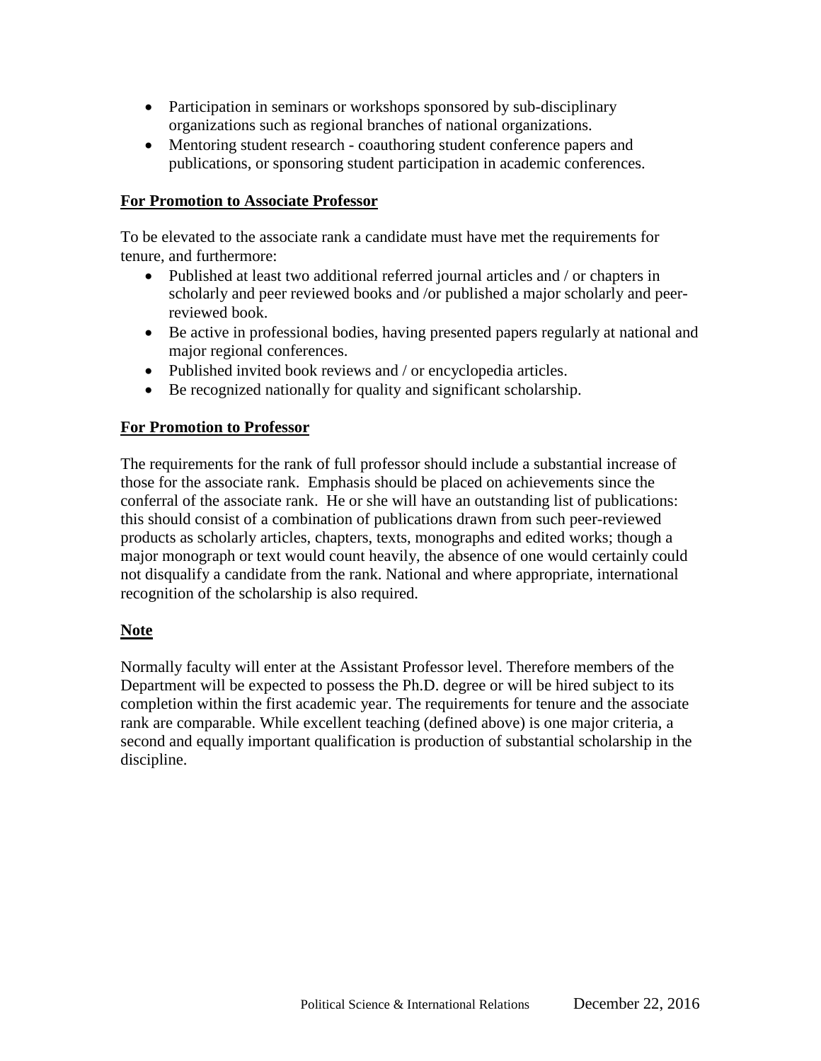- Participation in seminars or workshops sponsored by sub-disciplinary organizations such as regional branches of national organizations.
- Mentoring student research - coauthoring student conference papers and publications, or sponsoring student participation in academic conferences.

**For Promotion to Associate Professor**

To be elevated to the associate rank a candidate must have met the requirements for tenure, and furthermore:

- Published at least two additional referred journal articles and / or chapters in scholarly and peer reviewed books and /or published a major scholarly and peer-reviewed book.
- Be active in professional bodies, having presented papers regularly at national and major regional conferences.
- Published invited book reviews and / or encyclopedia articles.
- Be recognized nationally for quality and significant scholarship.

**For Promotion to Professor**

The requirements for the rank of full professor should include a substantial increase of those for the associate rank. Emphasis should be placed on achievements since the conferral of the associate rank. He or she will have an outstanding list of publications: this should consist of a combination of publications drawn from such peer-reviewed products as scholarly articles, chapters, texts, monographs and edited works; though a major monograph or text would count heavily, the absence of one would certainly could not disqualify a candidate from the rank. National and where appropriate, international recognition of the scholarship is also required.

**Note**

Normally faculty will enter at the Assistant Professor level. Therefore members of the Department will be expected to possess the Ph.D. degree or will be hired subject to its completion within the first academic year. The requirements for tenure and the associate rank are comparable. While excellent teaching (defined above) is one major criteria, a second and equally important qualification is production of substantial scholarship in the discipline.